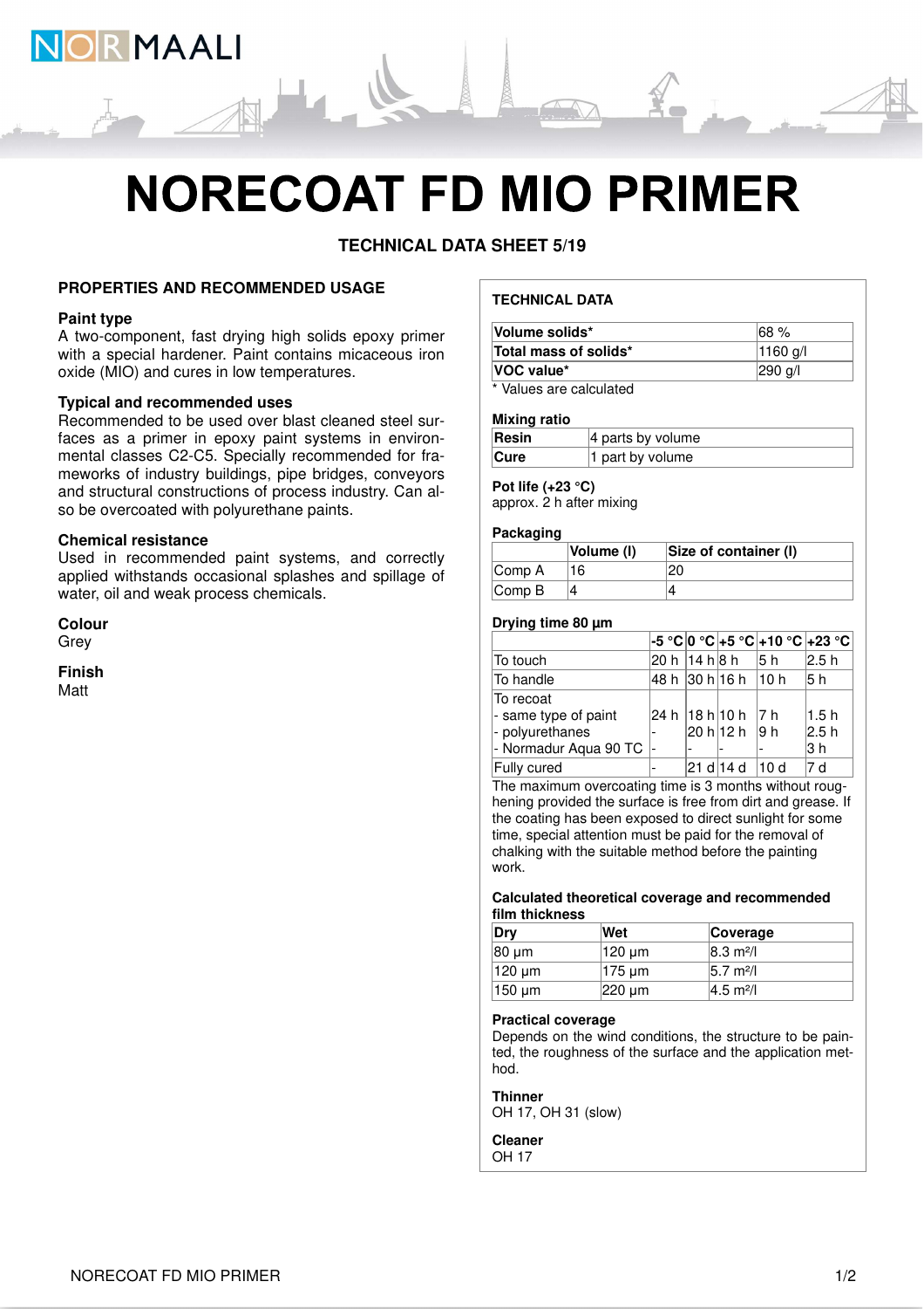# NORECOAT FD MIO PRIMER

**TECHNICAL DATA SHEET 5/19**

## PROPERTIES AND RECOMMENDED USAGE

### Paint type

A two-component, fast drying high solids epoxy primer with a special hardener. Paint contains micaceous iron oxide (MIO) and cures in low temperatures.

### Typical and recommended uses

Recommended to be used over blast cleaned steel surfaces as a primer in epoxy paint systems in environmental classes C2-C5. Specially recommended for frameworks of industry buildings, pipe bridges, conveyors and structural constructions of process industry. Can also be overcoated with polyurethane paints.

### Chemical resistance

Used in recommended paint systems, and correctly applied withstands occasional splashes and spillage of water, oil and weak process chemicals.

### Colour

Grey

### Finish

Matt

## TECHNICAL DATA

| | |
|---|---|
| **Volume solids*** | 68 % |
| **Total mass of solids*** | 1160 g/l |
| **VOC value*** | 290 g/l |

* Values are calculated

### Mixing ratio

| | |
|---|---|
| **Resin** | 4 parts by volume |
| **Cure** | 1 part by volume |

### Pot life (+23 °C)

approx. 2 h after mixing

### Packaging

| | Volume (l) | Size of container (l) |
|---|---|---|
| Comp A | 16 | 20 |
| Comp B | 4 | 4 |

### Drying time 80 µm

| | -5 °C | 0 °C | +5 °C | +10 °C | +23 °C |
|---|---|---|---|---|---|
| To touch | 20 h | 14 h | 8 h | 5 h | 2.5 h |
| To handle | 48 h | 30 h | 16 h | 10 h | 5 h |
| To recoat | | | | | |
| - same type of paint | 24 h | 18 h | 10 h | 7 h | 1.5 h |
| - polyurethanes | - | 20 h | 12 h | 9 h | 2.5 h |
| - Normadur Aqua 90 TC | - | - | - | - | 3 h |
| Fully cured | - | 21 d | 14 d | 10 d | 7 d |

The maximum overcoating time is 3 months without roughening provided the surface is free from dirt and grease. If the coating has been exposed to direct sunlight for some time, special attention must be paid for the removal of chalking with the suitable method before the painting work.

### Calculated theoretical coverage and recommended film thickness

| Dry | Wet | Coverage |
|---|---|---|
| 80 µm | 120 µm | 8.3 m²/l |
| 120 µm | 175 µm | 5.7 m²/l |
| 150 µm | 220 µm | 4.5 m²/l |

### Practical coverage

Depends on the wind conditions, the structure to be painted, the roughness of the surface and the application method.

### Thinner

OH 17, OH 31 (slow)

### Cleaner

OH 17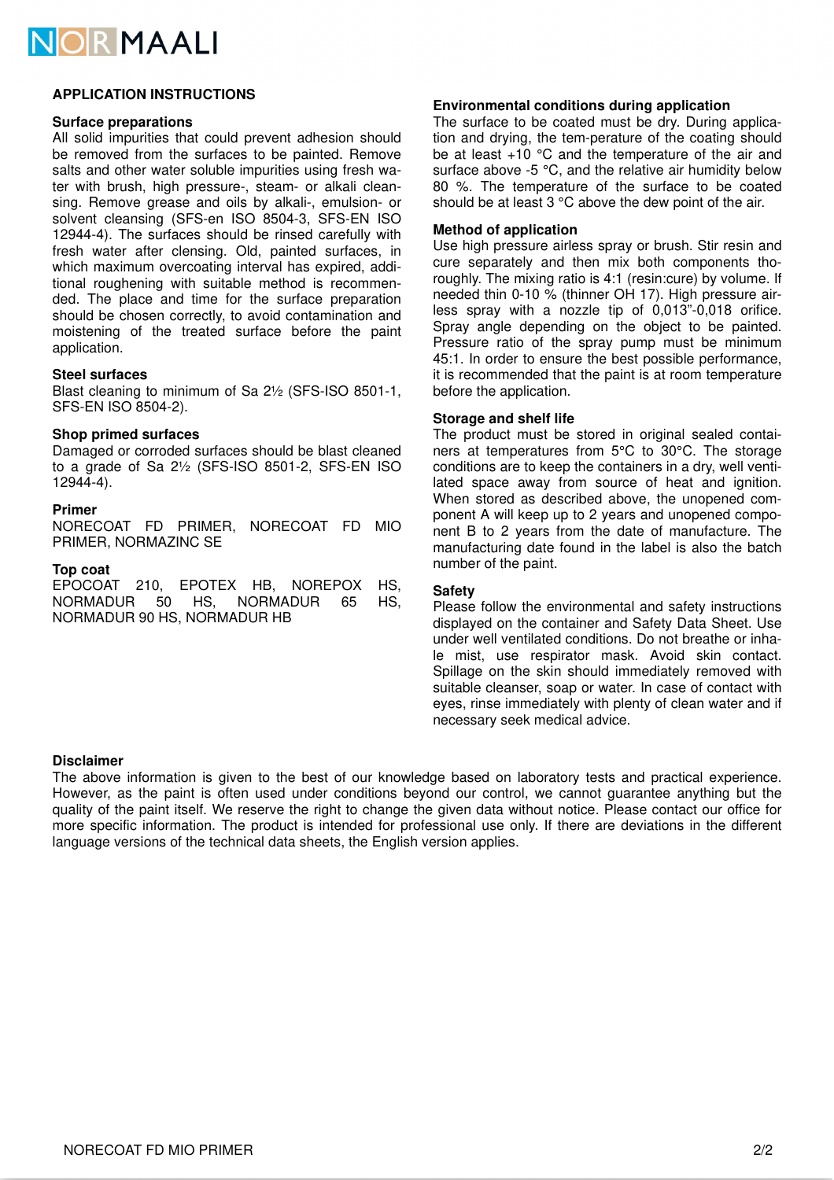## APPLICATION INSTRUCTIONS

### Surface preparations

All solid impurities that could prevent adhesion should be removed from the surfaces to be painted. Remove salts and other water soluble impurities using fresh water with brush, high pressure-, steam- or alkali cleansing. Remove grease and oils by alkali-, emulsion- or solvent cleansing (SFS-en ISO 8504-3, SFS-EN ISO 12944-4). The surfaces should be rinsed carefully with fresh water after clensing. Old, painted surfaces, in which maximum overcoating interval has expired, additional roughening with suitable method is recommended. The place and time for the surface preparation should be chosen correctly, to avoid contamination and moistening of the treated surface before the paint application.

### Steel surfaces

Blast cleaning to minimum of Sa 2½ (SFS-ISO 8501-1, SFS-EN ISO 8504-2).

### Shop primed surfaces

Damaged or corroded surfaces should be blast cleaned to a grade of Sa 2½ (SFS-ISO 8501-2, SFS-EN ISO 12944-4).

### Primer

NORECOAT FD PRIMER, NORECOAT FD MIO PRIMER, NORMAZINC SE

### Top coat

EPOCOAT 210, EPOTEX HB, NOREPOX HS, NORMADUR 50 HS, NORMADUR 65 HS, NORMADUR 90 HS, NORMADUR HB

### Environmental conditions during application

The surface to be coated must be dry. During application and drying, the tem-perature of the coating should be at least +10 °C and the temperature of the air and surface above -5 °C, and the relative air humidity below 80 %. The temperature of the surface to be coated should be at least 3 °C above the dew point of the air.

### Method of application

Use high pressure airless spray or brush. Stir resin and cure separately and then mix both components thoroughly. The mixing ratio is 4:1 (resin:cure) by volume. If needed thin 0-10 % (thinner OH 17). High pressure airless spray with a nozzle tip of 0,013"-0,018 orifice. Spray angle depending on the object to be painted. Pressure ratio of the spray pump must be minimum 45:1. In order to ensure the best possible performance, it is recommended that the paint is at room temperature before the application.

### Storage and shelf life

The product must be stored in original sealed containers at temperatures from 5°C to 30°C. The storage conditions are to keep the containers in a dry, well ventilated space away from source of heat and ignition. When stored as described above, the unopened component A will keep up to 2 years and unopened component B to 2 years from the date of manufacture. The manufacturing date found in the label is also the batch number of the paint.

### Safety

Please follow the environmental and safety instructions displayed on the container and Safety Data Sheet. Use under well ventilated conditions. Do not breathe or inhale mist, use respirator mask. Avoid skin contact. Spillage on the skin should immediately removed with suitable cleanser, soap or water. In case of contact with eyes, rinse immediately with plenty of clean water and if necessary seek medical advice.

### Disclaimer

The above information is given to the best of our knowledge based on laboratory tests and practical experience. However, as the paint is often used under conditions beyond our control, we cannot guarantee anything but the quality of the paint itself. We reserve the right to change the given data without notice. Please contact our office for more specific information. The product is intended for professional use only. If there are deviations in the different language versions of the technical data sheets, the English version applies.